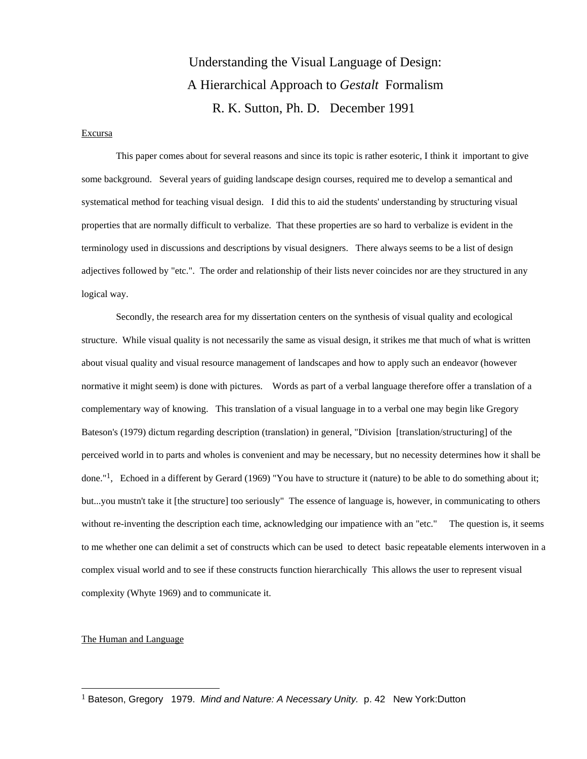# Understanding the Visual Language of Design:
# A Hierarchical Approach to *Gestalt* Formalism
# R. K. Sutton, Ph. D. December 1991

## Excursa

This paper comes about for several reasons and since its topic is rather esoteric, I think it important to give some background. Several years of guiding landscape design courses, required me to develop a semantical and systematical method for teaching visual design. I did this to aid the students' understanding by structuring visual properties that are normally difficult to verbalize. That these properties are so hard to verbalize is evident in the terminology used in discussions and descriptions by visual designers. There always seems to be a list of design adjectives followed by "etc.". The order and relationship of their lists never coincides nor are they structured in any logical way.

Secondly, the research area for my dissertation centers on the synthesis of visual quality and ecological structure. While visual quality is not necessarily the same as visual design, it strikes me that much of what is written about visual quality and visual resource management of landscapes and how to apply such an endeavor (however normative it might seem) is done with pictures. Words as part of a verbal language therefore offer a translation of a complementary way of knowing. This translation of a visual language in to a verbal one may begin like Gregory Bateson's (1979) dictum regarding description (translation) in general, "Division [translation/structuring] of the perceived world in to parts and wholes is convenient and may be necessary, but no necessity determines how it shall be done."[1], Echoed in a different by Gerard (1969) "You have to structure it (nature) to be able to do something about it; but...you mustn't take it [the structure] too seriously" The essence of language is, however, in communicating to others without re-inventing the description each time, acknowledging our impatience with an "etc." The question is, it seems to me whether one can delimit a set of constructs which can be used to detect basic repeatable elements interwoven in a complex visual world and to see if these constructs function hierarchically This allows the user to represent visual complexity (Whyte 1969) and to communicate it.

## The Human and Language

---

[1] Bateson, Gregory 1979. *Mind and Nature: A Necessary Unity.* p. 42 New York:Dutton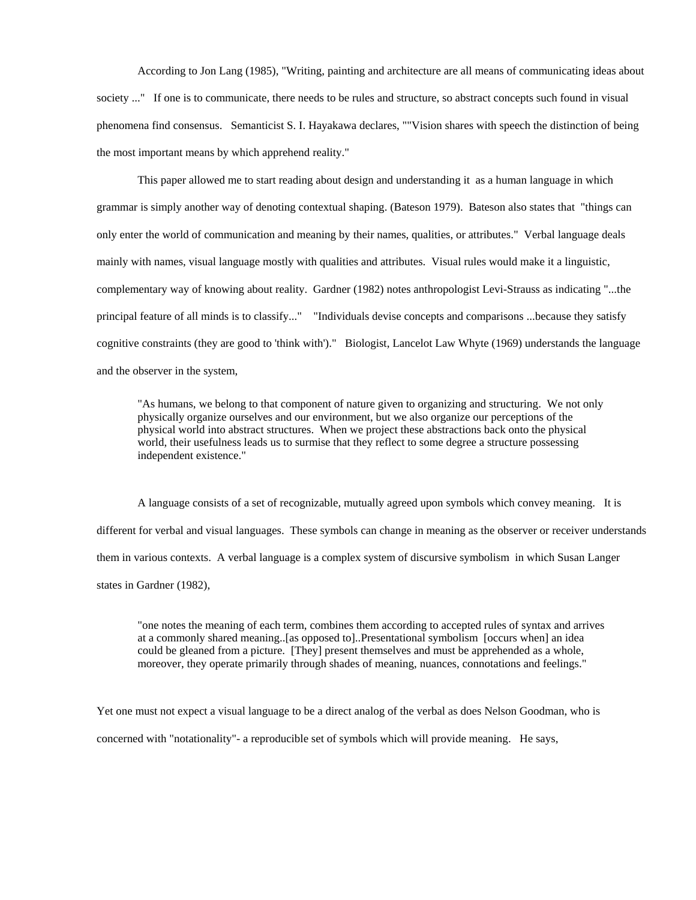According to Jon Lang (1985), "Writing, painting and architecture are all means of communicating ideas about society ..." If one is to communicate, there needs to be rules and structure, so abstract concepts such found in visual phenomena find consensus. Semanticist S. I. Hayakawa declares, ""Vision shares with speech the distinction of being the most important means by which apprehend reality."

This paper allowed me to start reading about design and understanding it as a human language in which grammar is simply another way of denoting contextual shaping. (Bateson 1979). Bateson also states that "things can only enter the world of communication and meaning by their names, qualities, or attributes." Verbal language deals mainly with names, visual language mostly with qualities and attributes. Visual rules would make it a linguistic, complementary way of knowing about reality. Gardner (1982) notes anthropologist Levi-Strauss as indicating "...the principal feature of all minds is to classify..." "Individuals devise concepts and comparisons ...because they satisfy cognitive constraints (they are good to 'think with')." Biologist, Lancelot Law Whyte (1969) understands the language and the observer in the system,

> "As humans, we belong to that component of nature given to organizing and structuring. We not only physically organize ourselves and our environment, but we also organize our perceptions of the physical world into abstract structures. When we project these abstractions back onto the physical world, their usefulness leads us to surmise that they reflect to some degree a structure possessing independent existence."

A language consists of a set of recognizable, mutually agreed upon symbols which convey meaning. It is different for verbal and visual languages. These symbols can change in meaning as the observer or receiver understands them in various contexts. A verbal language is a complex system of discursive symbolism in which Susan Langer states in Gardner (1982),

> "one notes the meaning of each term, combines them according to accepted rules of syntax and arrives at a commonly shared meaning..[as opposed to]..Presentational symbolism [occurs when] an idea could be gleaned from a picture. [They] present themselves and must be apprehended as a whole, moreover, they operate primarily through shades of meaning, nuances, connotations and feelings."

Yet one must not expect a visual language to be a direct analog of the verbal as does Nelson Goodman, who is concerned with "notationality"- a reproducible set of symbols which will provide meaning. He says,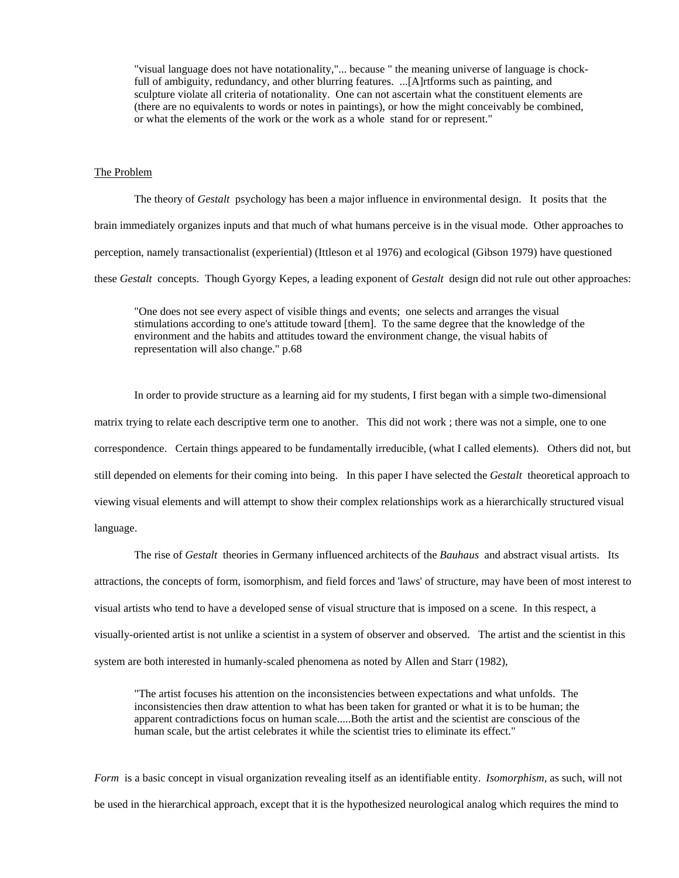> "visual language does not have notationality,"... because " the meaning universe of language is chock-full of ambiguity, redundancy, and other blurring features. ...[A]rtforms such as painting, and sculpture violate all criteria of notationality. One can not ascertain what the constituent elements are (there are no equivalents to words or notes in paintings), or how the might conceivably be combined, or what the elements of the work or the work as a whole stand for or represent."

<u>The Problem</u>

The theory of *Gestalt* psychology has been a major influence in environmental design. It posits that the brain immediately organizes inputs and that much of what humans perceive is in the visual mode. Other approaches to perception, namely transactionalist (experiential) (Ittleson et al 1976) and ecological (Gibson 1979) have questioned these *Gestalt* concepts. Though Gyorgy Kepes, a leading exponent of *Gestalt* design did not rule out other approaches:

> "One does not see every aspect of visible things and events; one selects and arranges the visual stimulations according to one's attitude toward [them]. To the same degree that the knowledge of the environment and the habits and attitudes toward the environment change, the visual habits of representation will also change." p.68

In order to provide structure as a learning aid for my students, I first began with a simple two-dimensional matrix trying to relate each descriptive term one to another. This did not work ; there was not a simple, one to one correspondence. Certain things appeared to be fundamentally irreducible, (what I called elements). Others did not, but still depended on elements for their coming into being. In this paper I have selected the *Gestalt* theoretical approach to viewing visual elements and will attempt to show their complex relationships work as a hierarchically structured visual language.

The rise of *Gestalt* theories in Germany influenced architects of the *Bauhaus* and abstract visual artists. Its attractions, the concepts of form, isomorphism, and field forces and 'laws' of structure, may have been of most interest to visual artists who tend to have a developed sense of visual structure that is imposed on a scene. In this respect, a visually-oriented artist is not unlike a scientist in a system of observer and observed. The artist and the scientist in this system are both interested in humanly-scaled phenomena as noted by Allen and Starr (1982),

> "The artist focuses his attention on the inconsistencies between expectations and what unfolds. The inconsistencies then draw attention to what has been taken for granted or what it is to be human; the apparent contradictions focus on human scale.....Both the artist and the scientist are conscious of the human scale, but the artist celebrates it while the scientist tries to eliminate its effect."

*Form* is a basic concept in visual organization revealing itself as an identifiable entity. *Isomorphism*, as such, will not be used in the hierarchical approach, except that it is the hypothesized neurological analog which requires the mind to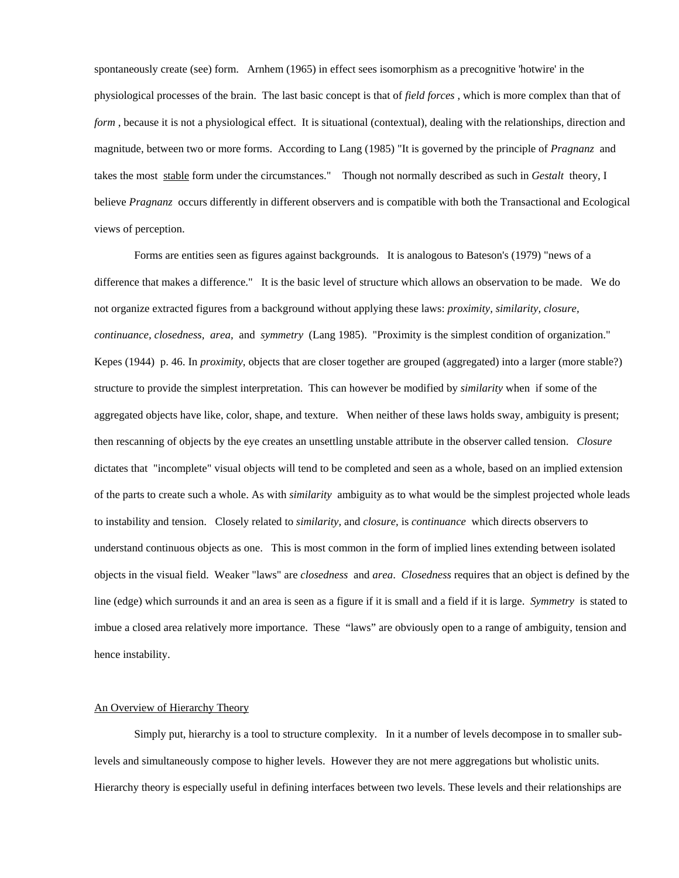spontaneously create (see) form. Arnhem (1965) in effect sees isomorphism as a precognitive 'hotwire' in the physiological processes of the brain. The last basic concept is that of *field forces* , which is more complex than that of *form* , because it is not a physiological effect. It is situational (contextual), dealing with the relationships, direction and magnitude, between two or more forms. According to Lang (1985) "It is governed by the principle of *Pragnanz* and takes the most stable form under the circumstances." Though not normally described as such in *Gestalt* theory, I believe *Pragnanz* occurs differently in different observers and is compatible with both the Transactional and Ecological views of perception.

Forms are entities seen as figures against backgrounds. It is analogous to Bateson's (1979) "news of a difference that makes a difference." It is the basic level of structure which allows an observation to be made. We do not organize extracted figures from a background without applying these laws: *proximity, similarity, closure, continuance, closedness, area,* and *symmetry* (Lang 1985). "Proximity is the simplest condition of organization." Kepes (1944) p. 46. In *proximity*, objects that are closer together are grouped (aggregated) into a larger (more stable?) structure to provide the simplest interpretation. This can however be modified by *similarity* when if some of the aggregated objects have like, color, shape, and texture. When neither of these laws holds sway, ambiguity is present; then rescanning of objects by the eye creates an unsettling unstable attribute in the observer called tension. *Closure* dictates that "incomplete" visual objects will tend to be completed and seen as a whole, based on an implied extension of the parts to create such a whole. As with *similarity* ambiguity as to what would be the simplest projected whole leads to instability and tension. Closely related to *similarity,* and *closure,* is *continuance* which directs observers to understand continuous objects as one. This is most common in the form of implied lines extending between isolated objects in the visual field. Weaker "laws" are *closedness* and *area*. *Closedness* requires that an object is defined by the line (edge) which surrounds it and an area is seen as a figure if it is small and a field if it is large. *Symmetry* is stated to imbue a closed area relatively more importance. These "laws" are obviously open to a range of ambiguity, tension and hence instability.

## An Overview of Hierarchy Theory

Simply put, hierarchy is a tool to structure complexity. In it a number of levels decompose in to smaller sub-levels and simultaneously compose to higher levels. However they are not mere aggregations but wholistic units. Hierarchy theory is especially useful in defining interfaces between two levels. These levels and their relationships are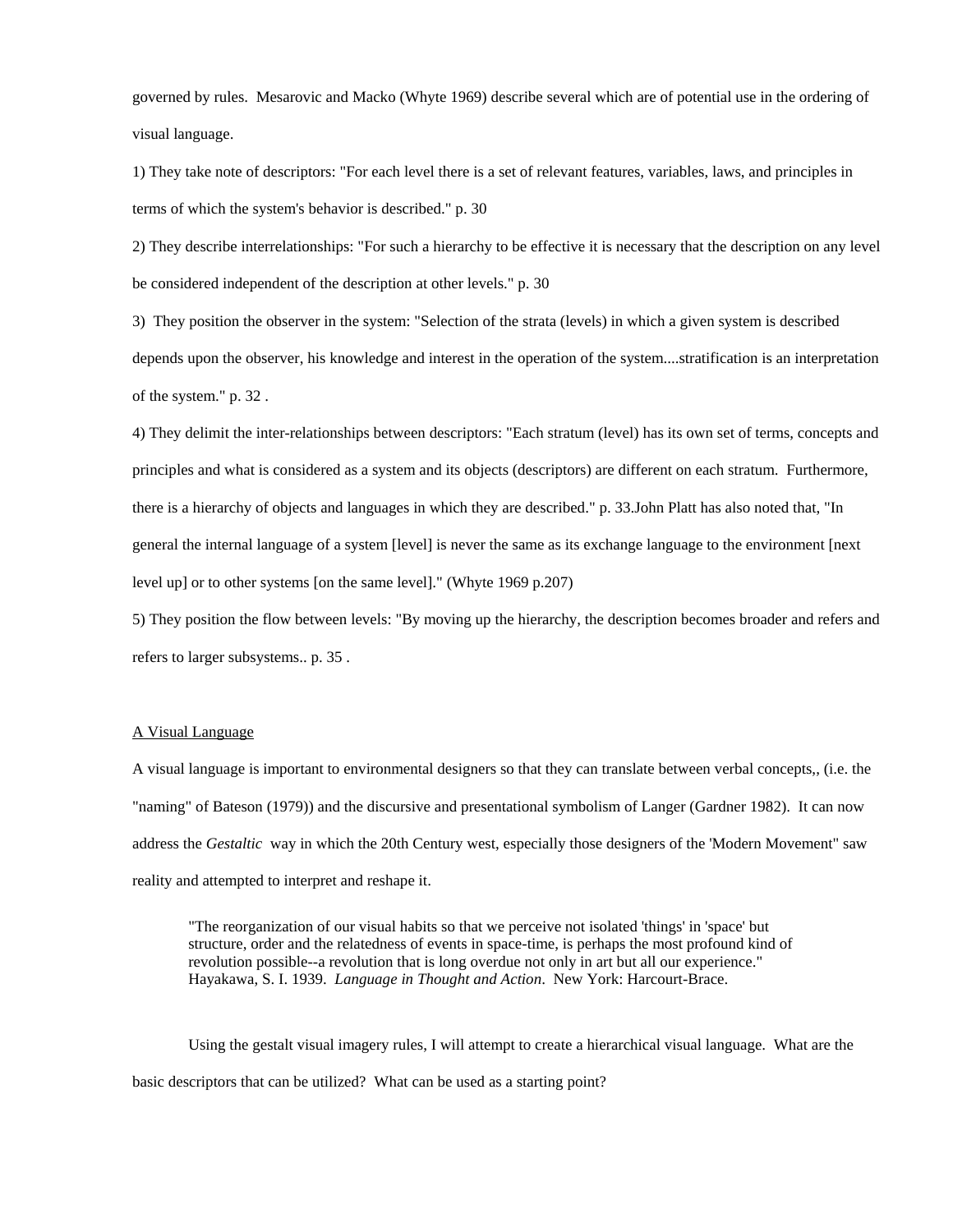governed by rules. Mesarovic and Macko (Whyte 1969) describe several which are of potential use in the ordering of visual language.

1) They take note of descriptors: "For each level there is a set of relevant features, variables, laws, and principles in terms of which the system's behavior is described." p. 30

2) They describe interrelationships: "For such a hierarchy to be effective it is necessary that the description on any level be considered independent of the description at other levels." p. 30

3) They position the observer in the system: "Selection of the strata (levels) in which a given system is described depends upon the observer, his knowledge and interest in the operation of the system....stratification is an interpretation of the system." p. 32 .

4) They delimit the inter-relationships between descriptors: "Each stratum (level) has its own set of terms, concepts and principles and what is considered as a system and its objects (descriptors) are different on each stratum. Furthermore, there is a hierarchy of objects and languages in which they are described." p. 33.John Platt has also noted that, "In general the internal language of a system [level] is never the same as its exchange language to the environment [next level up] or to other systems [on the same level]." (Whyte 1969 p.207)

5) They position the flow between levels: "By moving up the hierarchy, the description becomes broader and refers and refers to larger subsystems.. p. 35 .

<u>A Visual Language</u>

A visual language is important to environmental designers so that they can translate between verbal concepts,, (i.e. the "naming" of Bateson (1979)) and the discursive and presentational symbolism of Langer (Gardner 1982). It can now address the *Gestaltic* way in which the 20th Century west, especially those designers of the 'Modern Movement" saw reality and attempted to interpret and reshape it.

> "The reorganization of our visual habits so that we perceive not isolated 'things' in 'space' but structure, order and the relatedness of events in space-time, is perhaps the most profound kind of revolution possible--a revolution that is long overdue not only in art but all our experience."
> Hayakawa, S. I. 1939. *Language in Thought and Action*. New York: Harcourt-Brace.

Using the gestalt visual imagery rules, I will attempt to create a hierarchical visual language. What are the basic descriptors that can be utilized? What can be used as a starting point?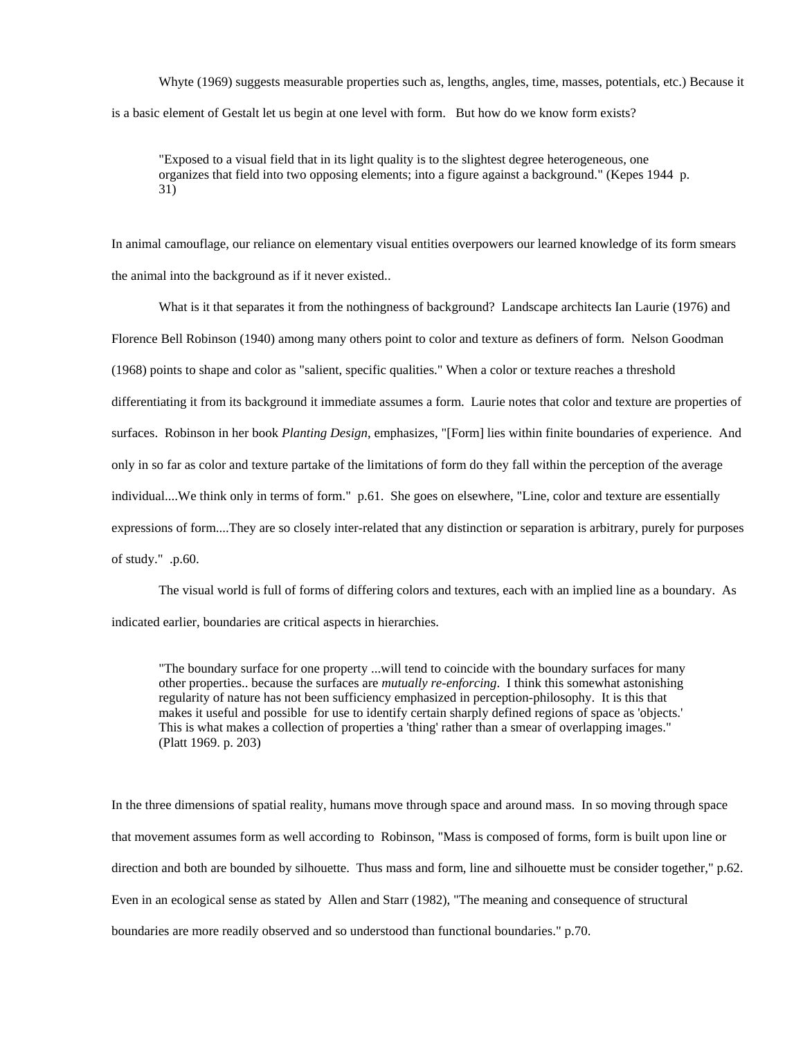Whyte (1969) suggests measurable properties such as, lengths, angles, time, masses, potentials, etc.) Because it is a basic element of Gestalt let us begin at one level with form. But how do we know form exists?

> "Exposed to a visual field that in its light quality is to the slightest degree heterogeneous, one organizes that field into two opposing elements; into a figure against a background." (Kepes 1944 p. 31)

In animal camouflage, our reliance on elementary visual entities overpowers our learned knowledge of its form smears the animal into the background as if it never existed..

What is it that separates it from the nothingness of background? Landscape architects Ian Laurie (1976) and Florence Bell Robinson (1940) among many others point to color and texture as definers of form. Nelson Goodman (1968) points to shape and color as "salient, specific qualities." When a color or texture reaches a threshold differentiating it from its background it immediate assumes a form. Laurie notes that color and texture are properties of surfaces. Robinson in her book *Planting Design*, emphasizes, "[Form] lies within finite boundaries of experience. And only in so far as color and texture partake of the limitations of form do they fall within the perception of the average individual....We think only in terms of form." p.61. She goes on elsewhere, "Line, color and texture are essentially expressions of form....They are so closely inter-related that any distinction or separation is arbitrary, purely for purposes of study." .p.60.

The visual world is full of forms of differing colors and textures, each with an implied line as a boundary. As indicated earlier, boundaries are critical aspects in hierarchies.

> "The boundary surface for one property ...will tend to coincide with the boundary surfaces for many other properties.. because the surfaces are *mutually re-enforcing*. I think this somewhat astonishing regularity of nature has not been sufficiency emphasized in perception-philosophy. It is this that makes it useful and possible for use to identify certain sharply defined regions of space as 'objects.' This is what makes a collection of properties a 'thing' rather than a smear of overlapping images." (Platt 1969. p. 203)

In the three dimensions of spatial reality, humans move through space and around mass. In so moving through space that movement assumes form as well according to Robinson, "Mass is composed of forms, form is built upon line or direction and both are bounded by silhouette. Thus mass and form, line and silhouette must be consider together," p.62. Even in an ecological sense as stated by Allen and Starr (1982), "The meaning and consequence of structural boundaries are more readily observed and so understood than functional boundaries." p.70.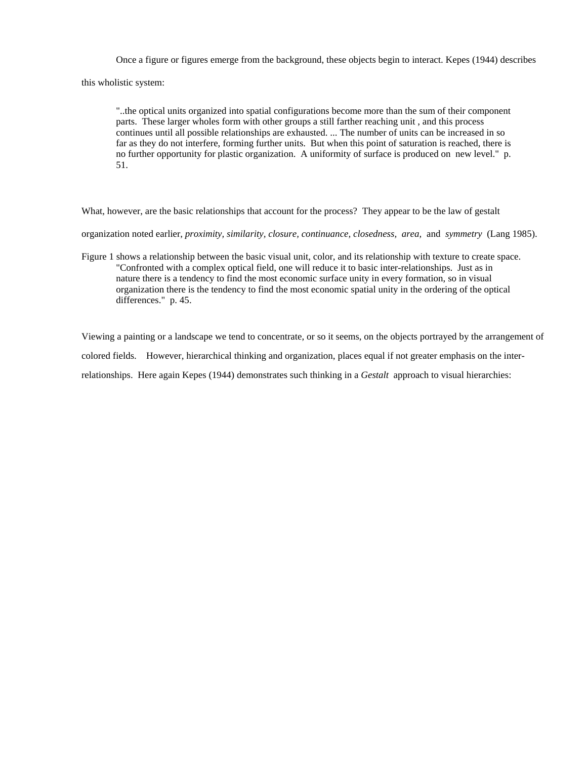Once a figure or figures emerge from the background, these objects begin to interact. Kepes (1944) describes this wholistic system:

> "..the optical units organized into spatial configurations become more than the sum of their component parts. These larger wholes form with other groups a still farther reaching unit , and this process continues until all possible relationships are exhausted. ... The number of units can be increased in so far as they do not interfere, forming further units. But when this point of saturation is reached, there is no further opportunity for plastic organization. A uniformity of surface is produced on new level." p. 51.

What, however, are the basic relationships that account for the process? They appear to be the law of gestalt organization noted earlier, *proximity, similarity, closure, continuance, closedness, area,* and *symmetry* (Lang 1985).

Figure 1 shows a relationship between the basic visual unit, color, and its relationship with texture to create space.

> "Confronted with a complex optical field, one will reduce it to basic inter-relationships. Just as in nature there is a tendency to find the most economic surface unity in every formation, so in visual organization there is the tendency to find the most economic spatial unity in the ordering of the optical differences." p. 45.

Viewing a painting or a landscape we tend to concentrate, or so it seems, on the objects portrayed by the arrangement of colored fields. However, hierarchical thinking and organization, places equal if not greater emphasis on the inter-relationships. Here again Kepes (1944) demonstrates such thinking in a *Gestalt* approach to visual hierarchies: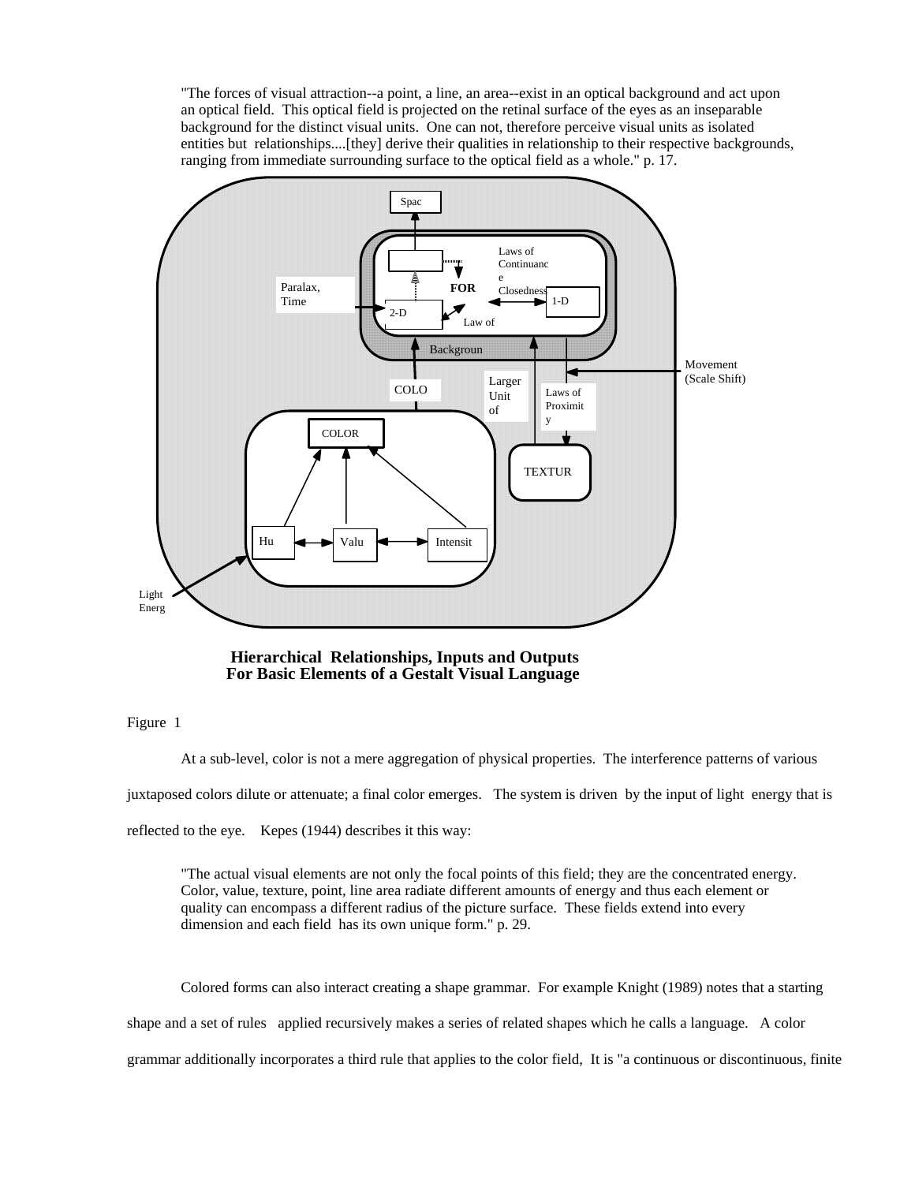> "The forces of visual attraction--a point, a line, an area--exist in an optical background and act upon an optical field. This optical field is projected on the retinal surface of the eyes as an inseparable background for the distinct visual units. One can not, therefore perceive visual units as isolated entities but relationships....[they] derive their qualities in relationship to their respective backgrounds, ranging from immediate surrounding surface to the optical field as a whole." p. 17.

Spac

Laws of Continuance Closedness

Paralax, Time

FOR

1-D

2-D

Law of

Backgroun

Movement (Scale Shift)

COLO

Larger Unit of

Laws of Proximity

COLOR

TEXTUR

Hu

Valu

Intensit

Light Energ

**Hierarchical Relationships, Inputs and Outputs For Basic Elements of a Gestalt Visual Language**

Figure 1

At a sub-level, color is not a mere aggregation of physical properties. The interference patterns of various juxtaposed colors dilute or attenuate; a final color emerges. The system is driven by the input of light energy that is reflected to the eye. Kepes (1944) describes it this way:

> "The actual visual elements are not only the focal points of this field; they are the concentrated energy. Color, value, texture, point, line area radiate different amounts of energy and thus each element or quality can encompass a different radius of the picture surface. These fields extend into every dimension and each field has its own unique form." p. 29.

Colored forms can also interact creating a shape grammar. For example Knight (1989) notes that a starting shape and a set of rules applied recursively makes a series of related shapes which he calls a language. A color grammar additionally incorporates a third rule that applies to the color field, It is "a continuous or discontinuous, finite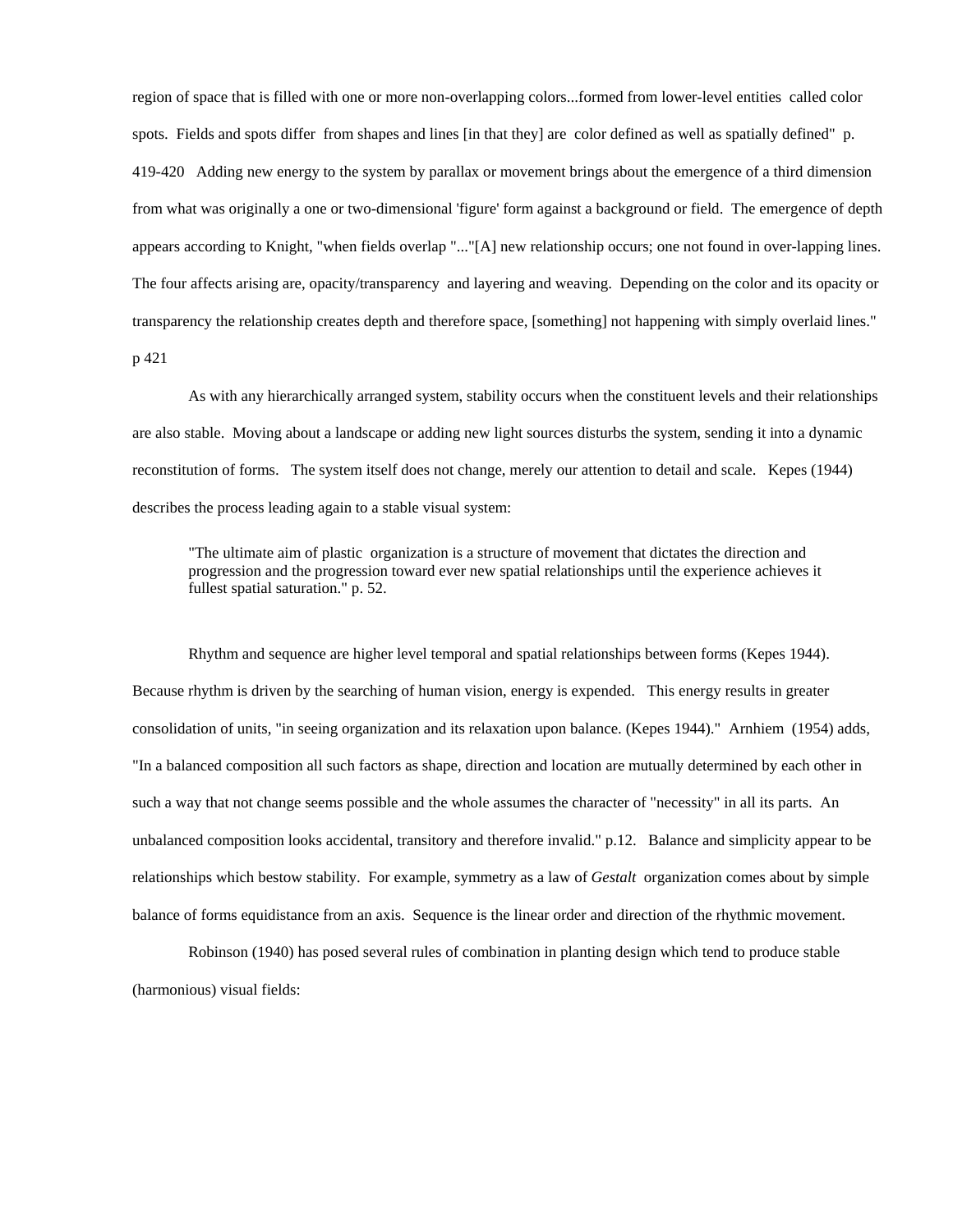region of space that is filled with one or more non-overlapping colors...formed from lower-level entities called color spots. Fields and spots differ from shapes and lines [in that they] are color defined as well as spatially defined" p. 419-420 Adding new energy to the system by parallax or movement brings about the emergence of a third dimension from what was originally a one or two-dimensional 'figure' form against a background or field. The emergence of depth appears according to Knight, "when fields overlap "..."[A] new relationship occurs; one not found in over-lapping lines. The four affects arising are, opacity/transparency and layering and weaving. Depending on the color and its opacity or transparency the relationship creates depth and therefore space, [something] not happening with simply overlaid lines." p 421

As with any hierarchically arranged system, stability occurs when the constituent levels and their relationships are also stable. Moving about a landscape or adding new light sources disturbs the system, sending it into a dynamic reconstitution of forms. The system itself does not change, merely our attention to detail and scale. Kepes (1944) describes the process leading again to a stable visual system:

> "The ultimate aim of plastic organization is a structure of movement that dictates the direction and progression and the progression toward ever new spatial relationships until the experience achieves it fullest spatial saturation." p. 52.

Rhythm and sequence are higher level temporal and spatial relationships between forms (Kepes 1944). Because rhythm is driven by the searching of human vision, energy is expended. This energy results in greater consolidation of units, "in seeing organization and its relaxation upon balance. (Kepes 1944)." Arnhiem (1954) adds, "In a balanced composition all such factors as shape, direction and location are mutually determined by each other in such a way that not change seems possible and the whole assumes the character of "necessity" in all its parts. An unbalanced composition looks accidental, transitory and therefore invalid." p.12. Balance and simplicity appear to be relationships which bestow stability. For example, symmetry as a law of *Gestalt* organization comes about by simple balance of forms equidistance from an axis. Sequence is the linear order and direction of the rhythmic movement.

Robinson (1940) has posed several rules of combination in planting design which tend to produce stable (harmonious) visual fields: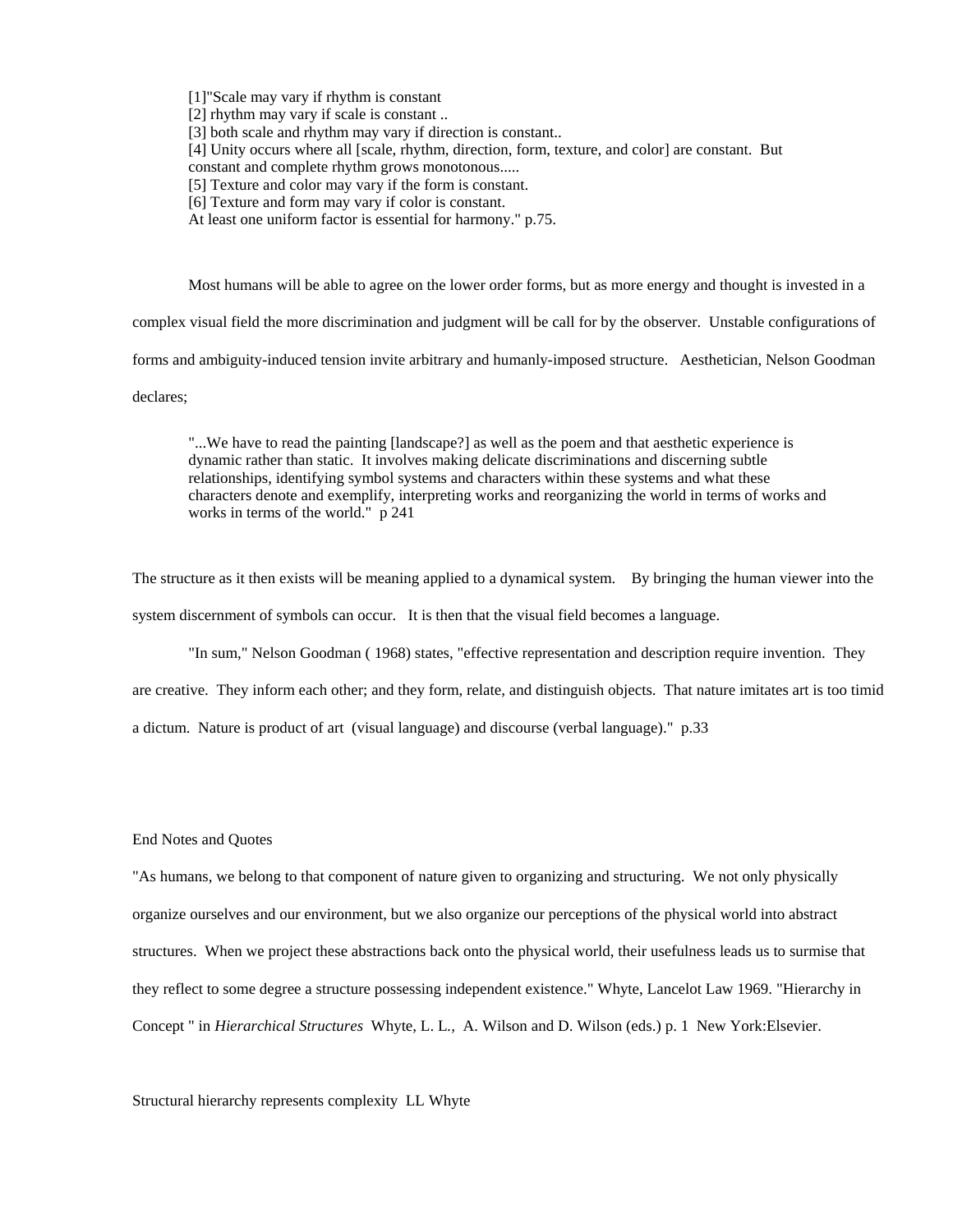> [1]"Scale may vary if rhythm is constant
> [2] rhythm may vary if scale is constant ..
> [3] both scale and rhythm may vary if direction is constant..
> [4] Unity occurs where all [scale, rhythm, direction, form, texture, and color] are constant. But constant and complete rhythm grows monotonous.....
> [5] Texture and color may vary if the form is constant.
> [6] Texture and form may vary if color is constant.
> At least one uniform factor is essential for harmony." p.75.

Most humans will be able to agree on the lower order forms, but as more energy and thought is invested in a complex visual field the more discrimination and judgment will be call for by the observer. Unstable configurations of forms and ambiguity-induced tension invite arbitrary and humanly-imposed structure. Aesthetician, Nelson Goodman declares;

> "...We have to read the painting [landscape?] as well as the poem and that aesthetic experience is dynamic rather than static. It involves making delicate discriminations and discerning subtle relationships, identifying symbol systems and characters within these systems and what these characters denote and exemplify, interpreting works and reorganizing the world in terms of works and works in terms of the world." p 241

The structure as it then exists will be meaning applied to a dynamical system. By bringing the human viewer into the system discernment of symbols can occur. It is then that the visual field becomes a language.

"In sum," Nelson Goodman ( 1968) states, "effective representation and description require invention. They are creative. They inform each other; and they form, relate, and distinguish objects. That nature imitates art is too timid a dictum. Nature is product of art (visual language) and discourse (verbal language)." p.33

End Notes and Quotes

"As humans, we belong to that component of nature given to organizing and structuring. We not only physically organize ourselves and our environment, but we also organize our perceptions of the physical world into abstract structures. When we project these abstractions back onto the physical world, their usefulness leads us to surmise that they reflect to some degree a structure possessing independent existence." Whyte, Lancelot Law 1969. "Hierarchy in Concept " in *Hierarchical Structures* Whyte, L. L., A. Wilson and D. Wilson (eds.) p. 1 New York:Elsevier.

Structural hierarchy represents complexity LL Whyte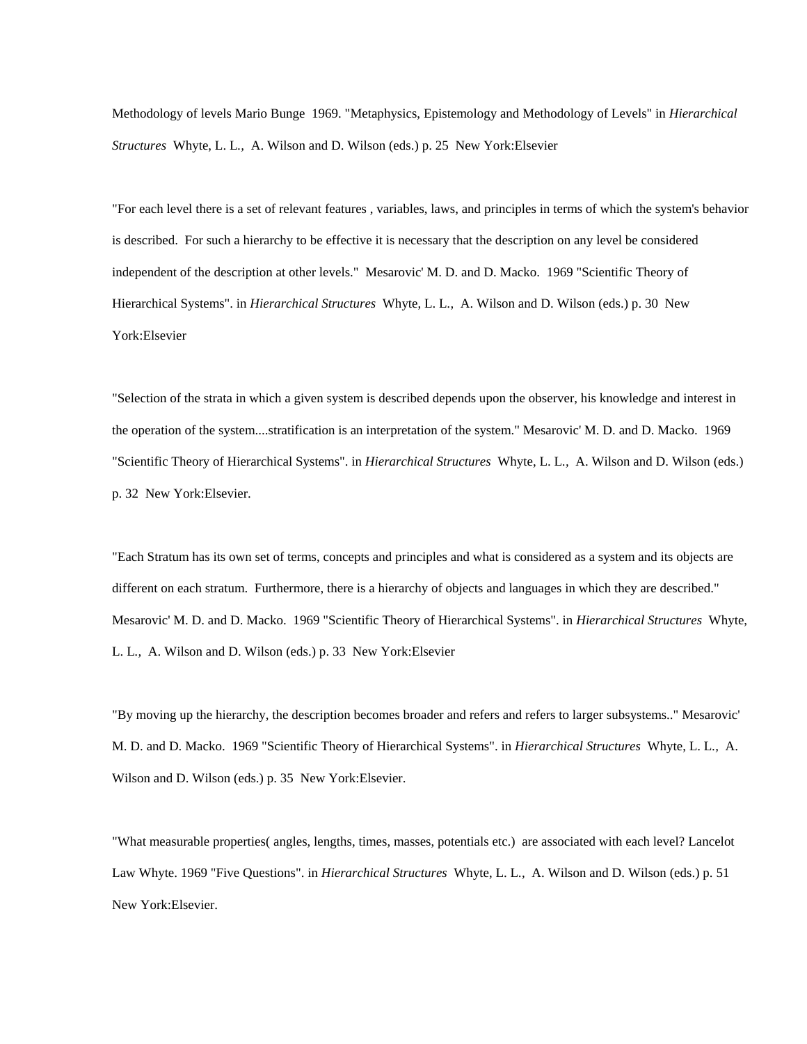Methodology of levels Mario Bunge 1969. "Metaphysics, Epistemology and Methodology of Levels" in *Hierarchical Structures* Whyte, L. L., A. Wilson and D. Wilson (eds.) p. 25 New York:Elsevier

"For each level there is a set of relevant features , variables, laws, and principles in terms of which the system's behavior is described. For such a hierarchy to be effective it is necessary that the description on any level be considered independent of the description at other levels." Mesarovic' M. D. and D. Macko. 1969 "Scientific Theory of Hierarchical Systems". in *Hierarchical Structures* Whyte, L. L., A. Wilson and D. Wilson (eds.) p. 30 New York:Elsevier

"Selection of the strata in which a given system is described depends upon the observer, his knowledge and interest in the operation of the system....stratification is an interpretation of the system." Mesarovic' M. D. and D. Macko. 1969 "Scientific Theory of Hierarchical Systems". in *Hierarchical Structures* Whyte, L. L., A. Wilson and D. Wilson (eds.) p. 32 New York:Elsevier.

"Each Stratum has its own set of terms, concepts and principles and what is considered as a system and its objects are different on each stratum. Furthermore, there is a hierarchy of objects and languages in which they are described." Mesarovic' M. D. and D. Macko. 1969 "Scientific Theory of Hierarchical Systems". in *Hierarchical Structures* Whyte, L. L., A. Wilson and D. Wilson (eds.) p. 33 New York:Elsevier

"By moving up the hierarchy, the description becomes broader and refers and refers to larger subsystems.." Mesarovic' M. D. and D. Macko. 1969 "Scientific Theory of Hierarchical Systems". in *Hierarchical Structures* Whyte, L. L., A. Wilson and D. Wilson (eds.) p. 35 New York:Elsevier.

"What measurable properties( angles, lengths, times, masses, potentials etc.) are associated with each level? Lancelot Law Whyte. 1969 "Five Questions". in *Hierarchical Structures* Whyte, L. L., A. Wilson and D. Wilson (eds.) p. 51 New York:Elsevier.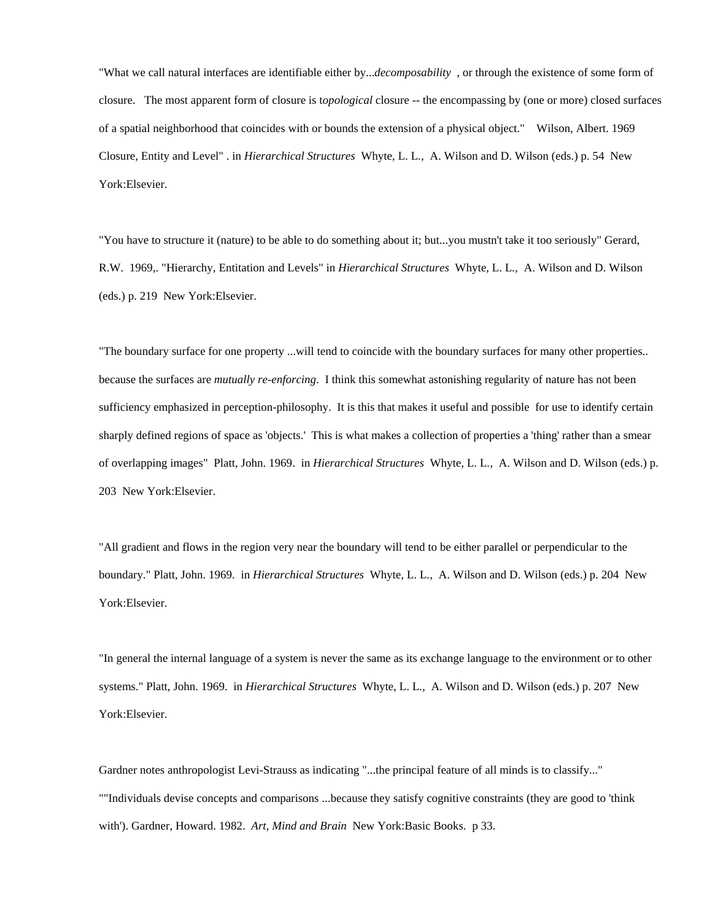"What we call natural interfaces are identifiable either by...*decomposability* , or through the existence of some form of closure. The most apparent form of closure is t*opological* closure -- the encompassing by (one or more) closed surfaces of a spatial neighborhood that coincides with or bounds the extension of a physical object." Wilson, Albert. 1969 Closure, Entity and Level" . in *Hierarchical Structures* Whyte, L. L., A. Wilson and D. Wilson (eds.) p. 54 New York:Elsevier.

"You have to structure it (nature) to be able to do something about it; but...you mustn't take it too seriously" Gerard, R.W. 1969,. "Hierarchy, Entitation and Levels" in *Hierarchical Structures* Whyte, L. L., A. Wilson and D. Wilson (eds.) p. 219 New York:Elsevier.

"The boundary surface for one property ...will tend to coincide with the boundary surfaces for many other properties.. because the surfaces are *mutually re-enforcing*. I think this somewhat astonishing regularity of nature has not been sufficiency emphasized in perception-philosophy. It is this that makes it useful and possible for use to identify certain sharply defined regions of space as 'objects.' This is what makes a collection of properties a 'thing' rather than a smear of overlapping images" Platt, John. 1969. in *Hierarchical Structures* Whyte, L. L., A. Wilson and D. Wilson (eds.) p. 203 New York:Elsevier.

"All gradient and flows in the region very near the boundary will tend to be either parallel or perpendicular to the boundary." Platt, John. 1969. in *Hierarchical Structures* Whyte, L. L., A. Wilson and D. Wilson (eds.) p. 204 New York:Elsevier.

"In general the internal language of a system is never the same as its exchange language to the environment or to other systems." Platt, John. 1969. in *Hierarchical Structures* Whyte, L. L., A. Wilson and D. Wilson (eds.) p. 207 New York:Elsevier.

Gardner notes anthropologist Levi-Strauss as indicating "...the principal feature of all minds is to classify..." ""Individuals devise concepts and comparisons ...because they satisfy cognitive constraints (they are good to 'think with'). Gardner, Howard. 1982. *Art, Mind and Brain* New York:Basic Books. p 33.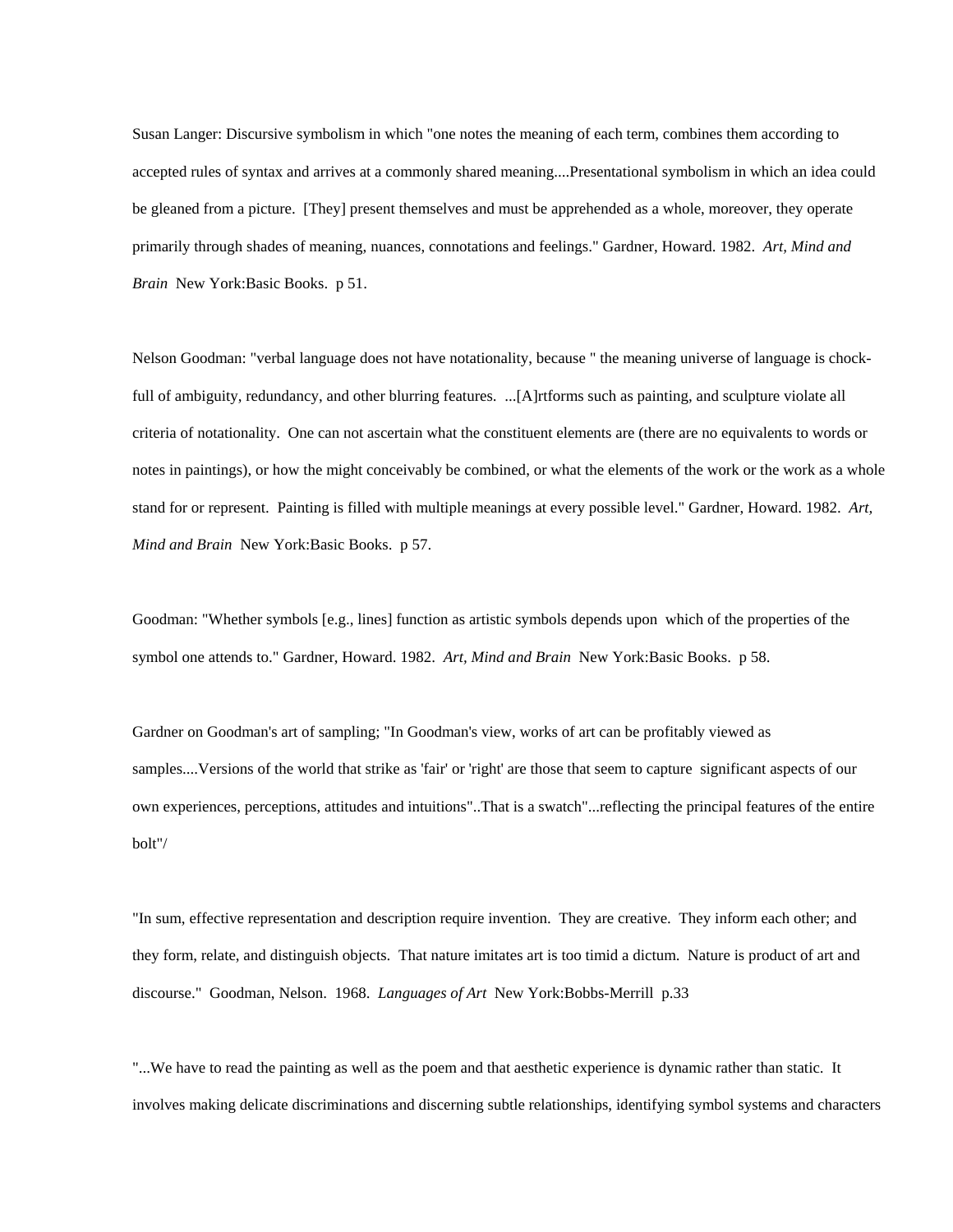Susan Langer: Discursive symbolism in which "one notes the meaning of each term, combines them according to accepted rules of syntax and arrives at a commonly shared meaning....Presentational symbolism in which an idea could be gleaned from a picture. [They] present themselves and must be apprehended as a whole, moreover, they operate primarily through shades of meaning, nuances, connotations and feelings." Gardner, Howard. 1982. *Art, Mind and Brain* New York:Basic Books. p 51.

Nelson Goodman: "verbal language does not have notationality, because " the meaning universe of language is chock-full of ambiguity, redundancy, and other blurring features. ...[A]rtforms such as painting, and sculpture violate all criteria of notationality. One can not ascertain what the constituent elements are (there are no equivalents to words or notes in paintings), or how the might conceivably be combined, or what the elements of the work or the work as a whole stand for or represent. Painting is filled with multiple meanings at every possible level." Gardner, Howard. 1982. *Art, Mind and Brain* New York:Basic Books. p 57.

Goodman: "Whether symbols [e.g., lines] function as artistic symbols depends upon which of the properties of the symbol one attends to." Gardner, Howard. 1982. *Art, Mind and Brain* New York:Basic Books. p 58.

Gardner on Goodman's art of sampling; "In Goodman's view, works of art can be profitably viewed as samples....Versions of the world that strike as 'fair' or 'right' are those that seem to capture significant aspects of our own experiences, perceptions, attitudes and intuitions"..That is a swatch"...reflecting the principal features of the entire bolt"/

"In sum, effective representation and description require invention. They are creative. They inform each other; and they form, relate, and distinguish objects. That nature imitates art is too timid a dictum. Nature is product of art and discourse." Goodman, Nelson. 1968. *Languages of Art* New York:Bobbs-Merrill p.33

"...We have to read the painting as well as the poem and that aesthetic experience is dynamic rather than static. It involves making delicate discriminations and discerning subtle relationships, identifying symbol systems and characters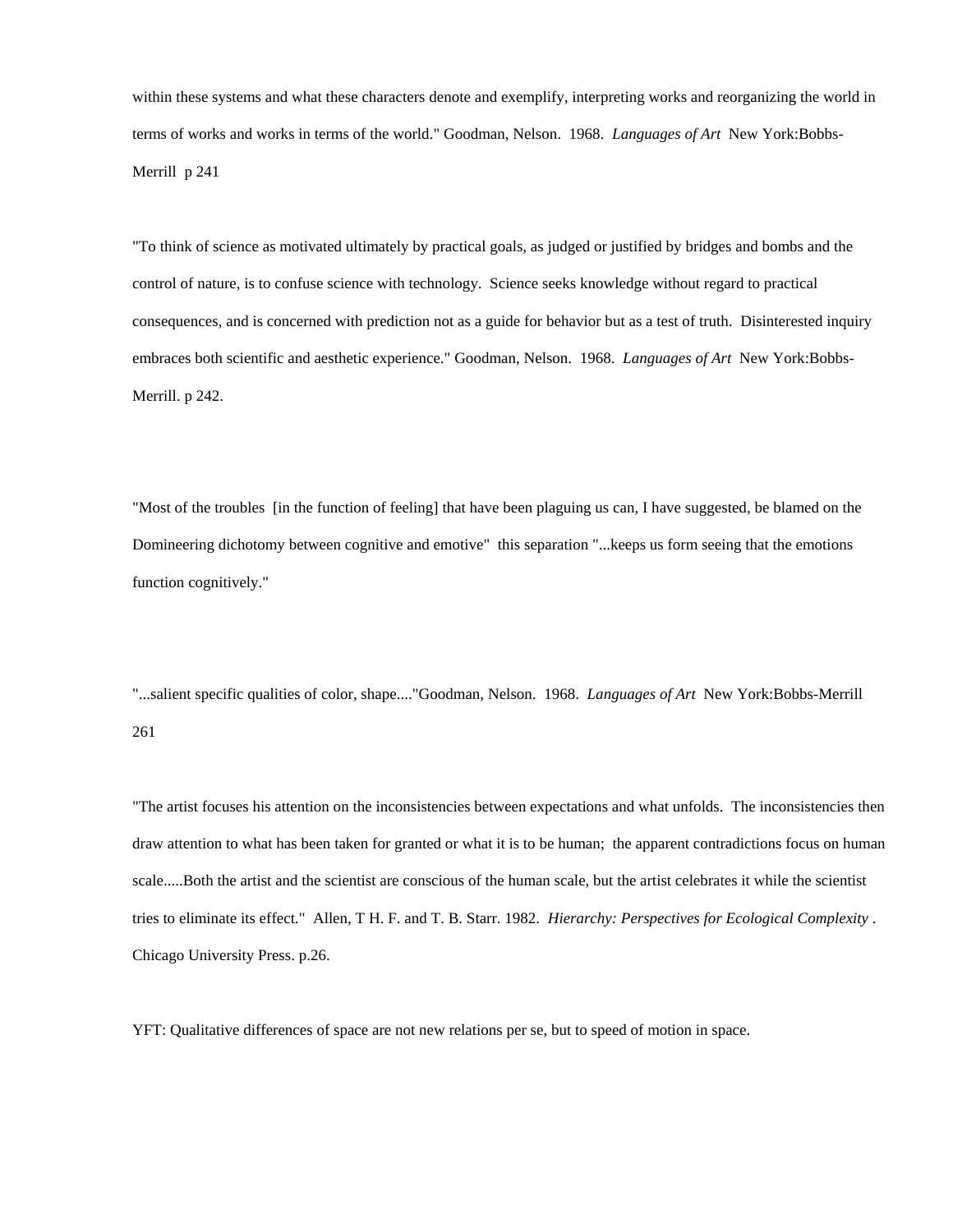within these systems and what these characters denote and exemplify, interpreting works and reorganizing the world in terms of works and works in terms of the world." Goodman, Nelson. 1968. *Languages of Art* New York:Bobbs-Merrill p 241

"To think of science as motivated ultimately by practical goals, as judged or justified by bridges and bombs and the control of nature, is to confuse science with technology. Science seeks knowledge without regard to practical consequences, and is concerned with prediction not as a guide for behavior but as a test of truth. Disinterested inquiry embraces both scientific and aesthetic experience." Goodman, Nelson. 1968. *Languages of Art* New York:Bobbs-Merrill. p 242.

"Most of the troubles [in the function of feeling] that have been plaguing us can, I have suggested, be blamed on the Domineering dichotomy between cognitive and emotive" this separation "...keeps us form seeing that the emotions function cognitively."

"...salient specific qualities of color, shape...."Goodman, Nelson. 1968. *Languages of Art* New York:Bobbs-Merrill 261

"The artist focuses his attention on the inconsistencies between expectations and what unfolds. The inconsistencies then draw attention to what has been taken for granted or what it is to be human; the apparent contradictions focus on human scale.....Both the artist and the scientist are conscious of the human scale, but the artist celebrates it while the scientist tries to eliminate its effect." Allen, T H. F. and T. B. Starr. 1982. *Hierarchy: Perspectives for Ecological Complexity* . Chicago University Press. p.26.

YFT: Qualitative differences of space are not new relations per se, but to speed of motion in space.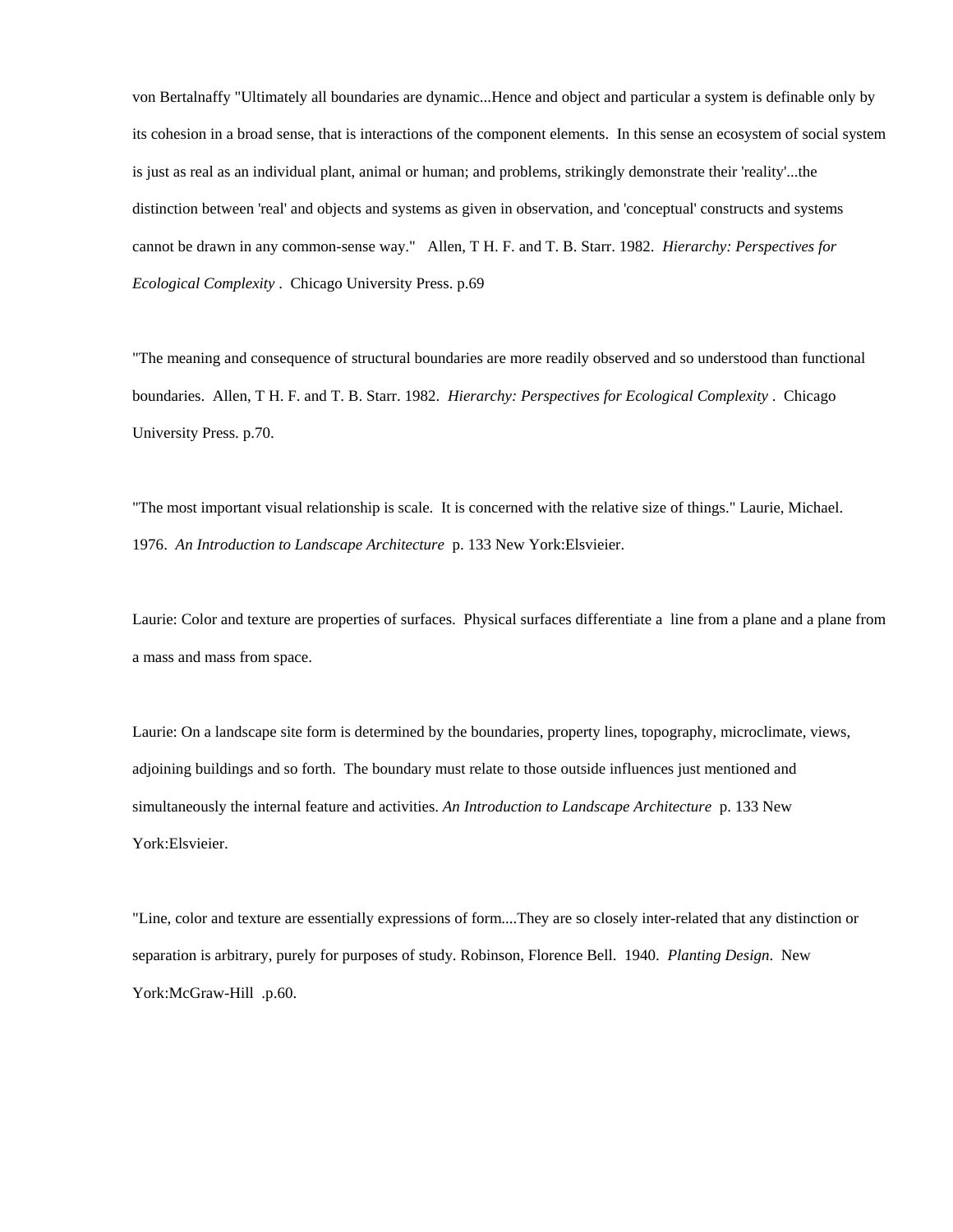von Bertalnaffy "Ultimately all boundaries are dynamic...Hence and object and particular a system is definable only by its cohesion in a broad sense, that is interactions of the component elements. In this sense an ecosystem of social system is just as real as an individual plant, animal or human; and problems, strikingly demonstrate their 'reality'...the distinction between 'real' and objects and systems as given in observation, and 'conceptual' constructs and systems cannot be drawn in any common-sense way." Allen, T H. F. and T. B. Starr. 1982. *Hierarchy: Perspectives for Ecological Complexity* . Chicago University Press. p.69

"The meaning and consequence of structural boundaries are more readily observed and so understood than functional boundaries. Allen, T H. F. and T. B. Starr. 1982. *Hierarchy: Perspectives for Ecological Complexity* . Chicago University Press. p.70.

"The most important visual relationship is scale. It is concerned with the relative size of things." Laurie, Michael. 1976. *An Introduction to Landscape Architecture* p. 133 New York:Elsvieier.

Laurie: Color and texture are properties of surfaces. Physical surfaces differentiate a line from a plane and a plane from a mass and mass from space.

Laurie: On a landscape site form is determined by the boundaries, property lines, topography, microclimate, views, adjoining buildings and so forth. The boundary must relate to those outside influences just mentioned and simultaneously the internal feature and activities. *An Introduction to Landscape Architecture* p. 133 New York:Elsvieier.

"Line, color and texture are essentially expressions of form....They are so closely inter-related that any distinction or separation is arbitrary, purely for purposes of study. Robinson, Florence Bell. 1940. *Planting Design*. New York:McGraw-Hill .p.60.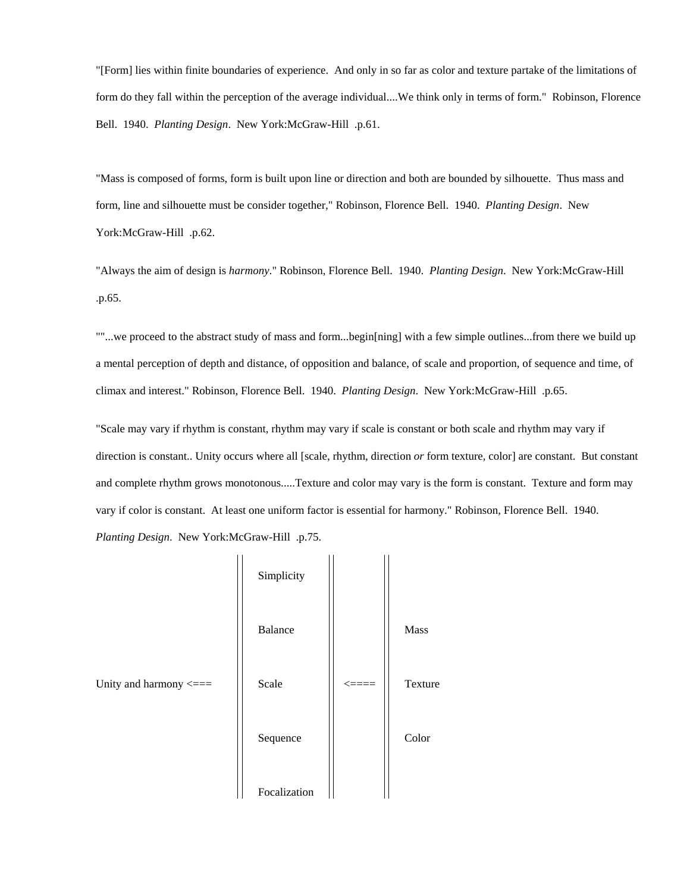"[Form] lies within finite boundaries of experience.  And only in so far as color and texture partake of the limitations of form do they fall within the perception of the average individual....We think only in terms of form."  Robinson, Florence Bell.  1940.  *Planting Design*.  New York:McGraw-Hill  .p.61.

"Mass is composed of forms, form is built upon line or direction and both are bounded by silhouette.  Thus mass and form, line and silhouette must be consider together," Robinson, Florence Bell.  1940.  *Planting Design*.  New York:McGraw-Hill  .p.62.

"Always the aim of design is *harmony*." Robinson, Florence Bell.  1940.  *Planting Design*.  New York:McGraw-Hill .p.65.

""...we proceed to the abstract study of mass and form...begin[ning] with a few simple outlines...from there we build up a mental perception of depth and distance, of opposition and balance, of scale and proportion, of sequence and time, of climax and interest." Robinson, Florence Bell.  1940.  *Planting Design*.  New York:McGraw-Hill  .p.65.

"Scale may vary if rhythm is constant, rhythm may vary if scale is constant or both scale and rhythm may vary if direction is constant.. Unity occurs where all [scale, rhythm, direction *or* form texture, color] are constant.  But constant and complete rhythm grows monotonous.....Texture and color may vary is the form is constant.  Texture and form may vary if color is constant.  At least one uniform factor is essential for harmony." Robinson, Florence Bell.  1940.  *Planting Design*.  New York:McGraw-Hill  .p.75.

| | | | |
|---|---|---|---|
| | Simplicity | | |
| | Balance | | Mass |
| Unity and harmony <=== | Scale | <==== | Texture |
| | Sequence | | Color |
| | Focalization | | |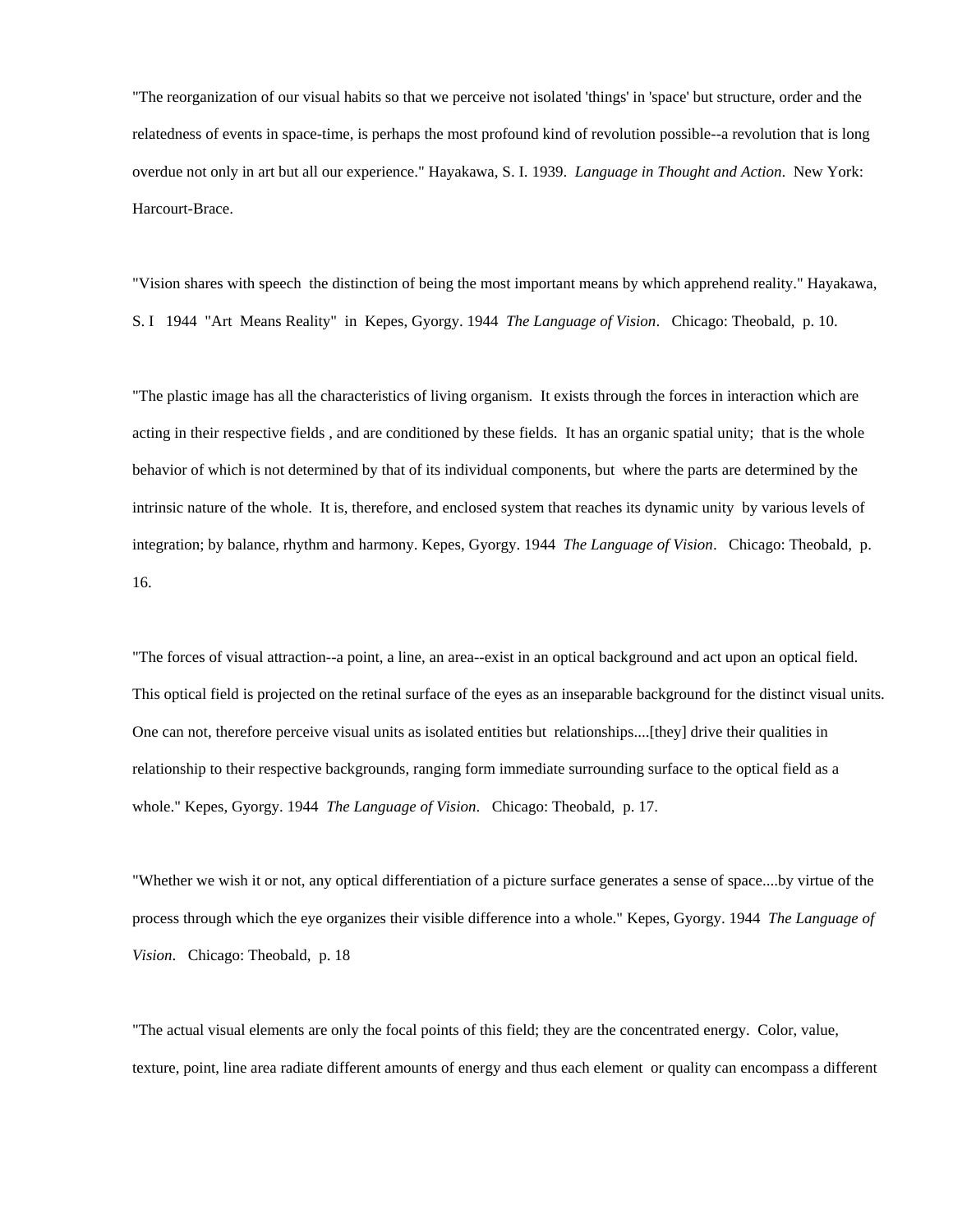"The reorganization of our visual habits so that we perceive not isolated 'things' in 'space' but structure, order and the relatedness of events in space-time, is perhaps the most profound kind of revolution possible--a revolution that is long overdue not only in art but all our experience." Hayakawa, S. I. 1939. *Language in Thought and Action*. New York: Harcourt-Brace.

"Vision shares with speech the distinction of being the most important means by which apprehend reality." Hayakawa, S. I 1944 "Art Means Reality" in Kepes, Gyorgy. 1944 *The Language of Vision*. Chicago: Theobald, p. 10.

"The plastic image has all the characteristics of living organism. It exists through the forces in interaction which are acting in their respective fields , and are conditioned by these fields. It has an organic spatial unity; that is the whole behavior of which is not determined by that of its individual components, but where the parts are determined by the intrinsic nature of the whole. It is, therefore, and enclosed system that reaches its dynamic unity by various levels of integration; by balance, rhythm and harmony. Kepes, Gyorgy. 1944 *The Language of Vision*. Chicago: Theobald, p. 16.

"The forces of visual attraction--a point, a line, an area--exist in an optical background and act upon an optical field. This optical field is projected on the retinal surface of the eyes as an inseparable background for the distinct visual units. One can not, therefore perceive visual units as isolated entities but relationships....[they] drive their qualities in relationship to their respective backgrounds, ranging form immediate surrounding surface to the optical field as a whole." Kepes, Gyorgy. 1944 *The Language of Vision*. Chicago: Theobald, p. 17.

"Whether we wish it or not, any optical differentiation of a picture surface generates a sense of space....by virtue of the process through which the eye organizes their visible difference into a whole." Kepes, Gyorgy. 1944 *The Language of Vision*. Chicago: Theobald, p. 18

"The actual visual elements are only the focal points of this field; they are the concentrated energy. Color, value, texture, point, line area radiate different amounts of energy and thus each element or quality can encompass a different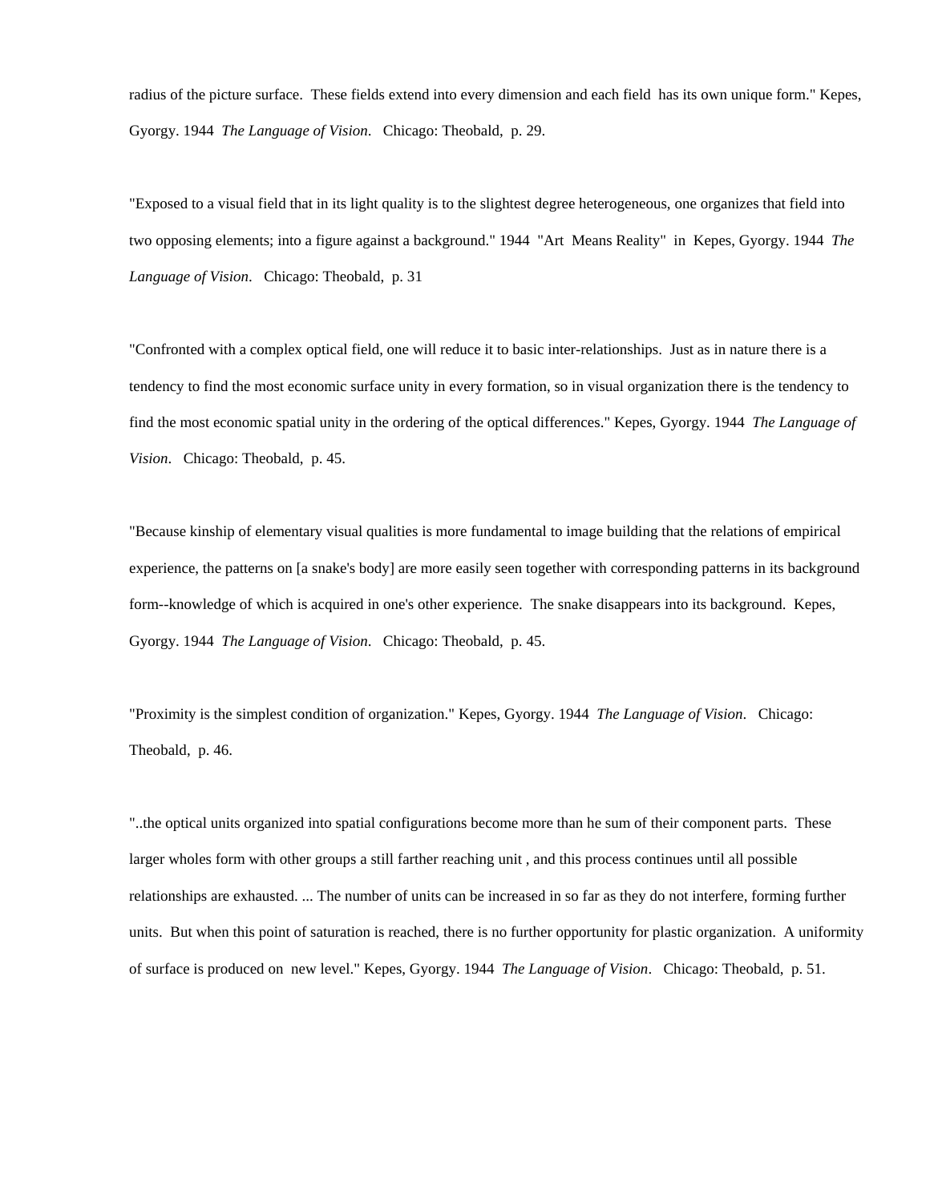radius of the picture surface. These fields extend into every dimension and each field has its own unique form." Kepes, Gyorgy. 1944 *The Language of Vision*. Chicago: Theobald, p. 29.

"Exposed to a visual field that in its light quality is to the slightest degree heterogeneous, one organizes that field into two opposing elements; into a figure against a background." 1944 "Art Means Reality" in Kepes, Gyorgy. 1944 *The Language of Vision*. Chicago: Theobald, p. 31

"Confronted with a complex optical field, one will reduce it to basic inter-relationships. Just as in nature there is a tendency to find the most economic surface unity in every formation, so in visual organization there is the tendency to find the most economic spatial unity in the ordering of the optical differences." Kepes, Gyorgy. 1944 *The Language of Vision*. Chicago: Theobald, p. 45.

"Because kinship of elementary visual qualities is more fundamental to image building that the relations of empirical experience, the patterns on [a snake's body] are more easily seen together with corresponding patterns in its background form--knowledge of which is acquired in one's other experience. The snake disappears into its background. Kepes, Gyorgy. 1944 *The Language of Vision*. Chicago: Theobald, p. 45.

"Proximity is the simplest condition of organization." Kepes, Gyorgy. 1944 *The Language of Vision*. Chicago: Theobald, p. 46.

"..the optical units organized into spatial configurations become more than he sum of their component parts. These larger wholes form with other groups a still farther reaching unit , and this process continues until all possible relationships are exhausted. ... The number of units can be increased in so far as they do not interfere, forming further units. But when this point of saturation is reached, there is no further opportunity for plastic organization. A uniformity of surface is produced on new level." Kepes, Gyorgy. 1944 *The Language of Vision*. Chicago: Theobald, p. 51.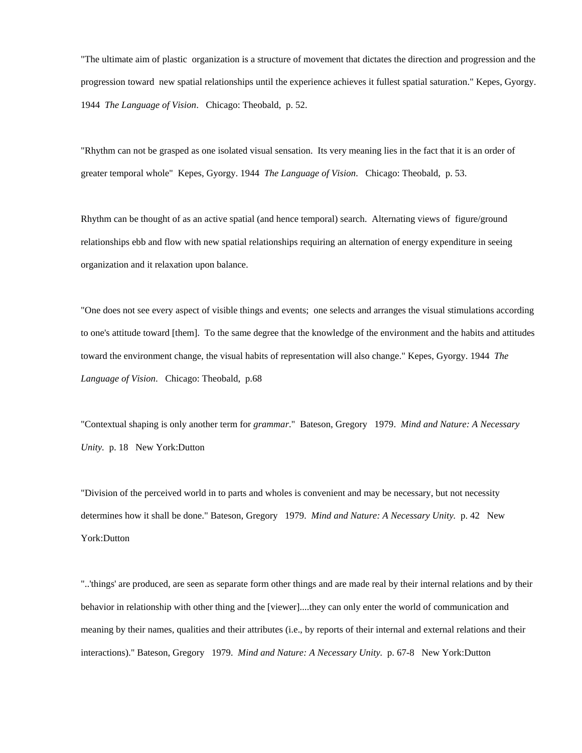"The ultimate aim of plastic organization is a structure of movement that dictates the direction and progression and the progression toward new spatial relationships until the experience achieves it fullest spatial saturation." Kepes, Gyorgy. 1944 *The Language of Vision*. Chicago: Theobald, p. 52.

"Rhythm can not be grasped as one isolated visual sensation. Its very meaning lies in the fact that it is an order of greater temporal whole" Kepes, Gyorgy. 1944 *The Language of Vision*. Chicago: Theobald, p. 53.

Rhythm can be thought of as an active spatial (and hence temporal) search. Alternating views of figure/ground relationships ebb and flow with new spatial relationships requiring an alternation of energy expenditure in seeing organization and it relaxation upon balance.

"One does not see every aspect of visible things and events; one selects and arranges the visual stimulations according to one's attitude toward [them]. To the same degree that the knowledge of the environment and the habits and attitudes toward the environment change, the visual habits of representation will also change." Kepes, Gyorgy. 1944 *The Language of Vision*. Chicago: Theobald, p.68

"Contextual shaping is only another term for *grammar*." Bateson, Gregory 1979. *Mind and Nature: A Necessary Unity*. p. 18 New York:Dutton

"Division of the perceived world in to parts and wholes is convenient and may be necessary, but not necessity determines how it shall be done." Bateson, Gregory 1979. *Mind and Nature: A Necessary Unity.* p. 42 New York:Dutton

"..'things' are produced, are seen as separate form other things and are made real by their internal relations and by their behavior in relationship with other thing and the [viewer]....they can only enter the world of communication and meaning by their names, qualities and their attributes (i.e., by reports of their internal and external relations and their interactions)." Bateson, Gregory 1979. *Mind and Nature: A Necessary Unity.* p. 67-8 New York:Dutton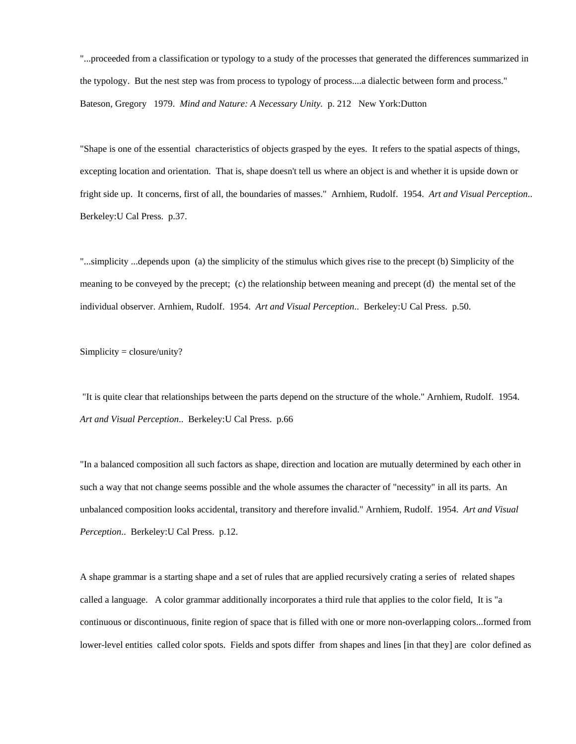"...proceeded from a classification or typology to a study of the processes that generated the differences summarized in the typology. But the nest step was from process to typology of process....a dialectic between form and process." Bateson, Gregory 1979. *Mind and Nature: A Necessary Unity.* p. 212 New York:Dutton

"Shape is one of the essential characteristics of objects grasped by the eyes. It refers to the spatial aspects of things, excepting location and orientation. That is, shape doesn't tell us where an object is and whether it is upside down or fright side up. It concerns, first of all, the boundaries of masses." Arnhiem, Rudolf. 1954. *Art and Visual Perception*.. Berkeley:U Cal Press. p.37.

"...simplicity ...depends upon (a) the simplicity of the stimulus which gives rise to the precept (b) Simplicity of the meaning to be conveyed by the precept; (c) the relationship between meaning and precept (d) the mental set of the individual observer. Arnhiem, Rudolf. 1954. *Art and Visual Perception*.. Berkeley:U Cal Press. p.50.

Simplicity = closure/unity?

"It is quite clear that relationships between the parts depend on the structure of the whole." Arnhiem, Rudolf. 1954. *Art and Visual Perception*.. Berkeley:U Cal Press. p.66

"In a balanced composition all such factors as shape, direction and location are mutually determined by each other in such a way that not change seems possible and the whole assumes the character of "necessity" in all its parts. An unbalanced composition looks accidental, transitory and therefore invalid." Arnhiem, Rudolf. 1954. *Art and Visual Perception*.. Berkeley:U Cal Press. p.12.

A shape grammar is a starting shape and a set of rules that are applied recursively crating a series of related shapes called a language. A color grammar additionally incorporates a third rule that applies to the color field, It is "a continuous or discontinuous, finite region of space that is filled with one or more non-overlapping colors...formed from lower-level entities called color spots. Fields and spots differ from shapes and lines [in that they] are color defined as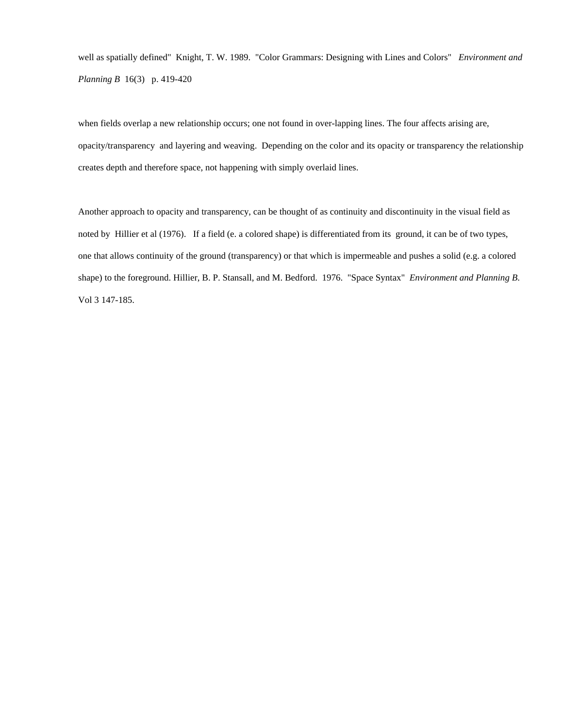well as spatially defined" Knight, T. W. 1989. "Color Grammars: Designing with Lines and Colors" *Environment and Planning B* 16(3) p. 419-420

when fields overlap a new relationship occurs; one not found in over-lapping lines. The four affects arising are, opacity/transparency and layering and weaving. Depending on the color and its opacity or transparency the relationship creates depth and therefore space, not happening with simply overlaid lines.

Another approach to opacity and transparency, can be thought of as continuity and discontinuity in the visual field as noted by Hillier et al (1976). If a field (e. a colored shape) is differentiated from its ground, it can be of two types, one that allows continuity of the ground (transparency) or that which is impermeable and pushes a solid (e.g. a colored shape) to the foreground. Hillier, B. P. Stansall, and M. Bedford. 1976. "Space Syntax" *Environment and Planning B.* Vol 3 147-185.